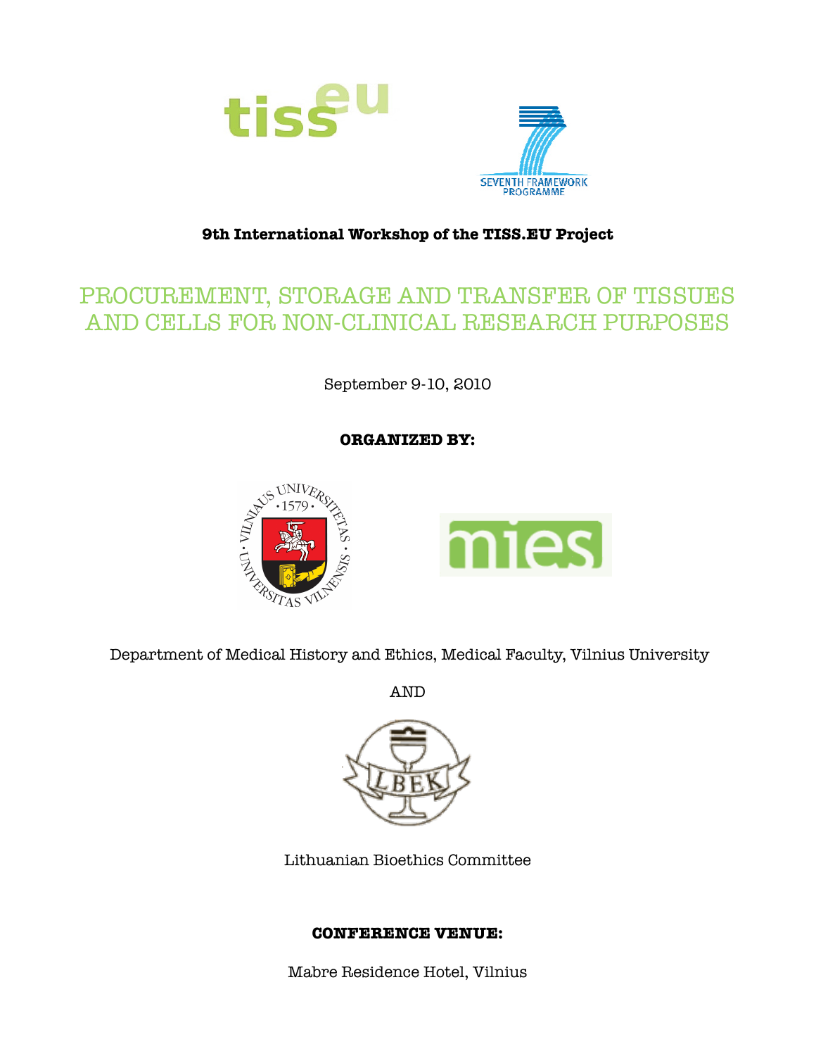**9th International Workshop of the TISS.EU Project**

# PROCUREMENT, STORAGE AND TRANSFER OF TISSUES AND CELLS FOR NON-CLINICAL RESEARCH PURPOSES

September 9-10, 2010

**ORGANIZED BY:**

Department of Medical History and Ethics, Medical Faculty, Vilnius University

AND

Lithuanian Bioethics Committee

**CONFERENCE VENUE:**

Mabre Residence Hotel, Vilnius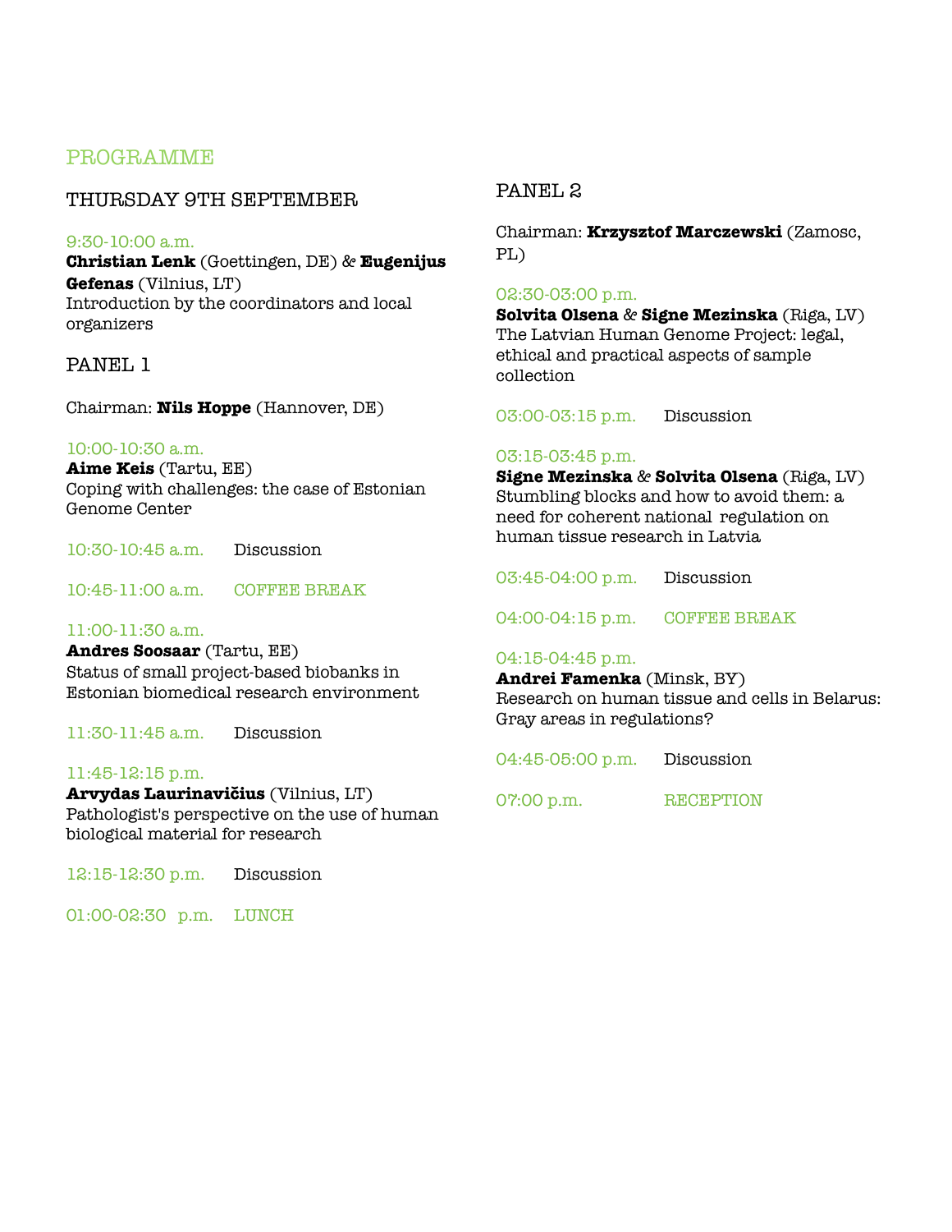## PROGRAMME

### THURSDAY 9TH SEPTEMBER

9:30-10:00 a.m.
**Christian Lenk** (Goettingen, DE) & **Eugenijus Gefenas** (Vilnius, LT)
Introduction by the coordinators and local organizers

### PANEL 1

Chairman: **Nils Hoppe** (Hannover, DE)

10:00-10:30 a.m.
**Aime Keis** (Tartu, EE)
Coping with challenges: the case of Estonian Genome Center

10:30-10:45 a.m. Discussion

10:45-11:00 a.m. COFFEE BREAK

11:00-11:30 a.m.
**Andres Soosaar** (Tartu, EE)
Status of small project-based biobanks in Estonian biomedical research environment

11:30-11:45 a.m. Discussion

11:45-12:15 p.m.
**Arvydas Laurinavičius** (Vilnius, LT)
Pathologist's perspective on the use of human biological material for research

12:15-12:30 p.m. Discussion

01:00-02:30 p.m. LUNCH

### PANEL 2

Chairman: **Krzysztof Marczewski** (Zamosc, PL)

02:30-03:00 p.m.
**Solvita Olsena** & **Signe Mezinska** (Riga, LV)
The Latvian Human Genome Project: legal, ethical and practical aspects of sample collection

03:00-03:15 p.m. Discussion

03:15-03:45 p.m.
**Signe Mezinska** & **Solvita Olsena** (Riga, LV)
Stumbling blocks and how to avoid them: a need for coherent national regulation on human tissue research in Latvia

03:45-04:00 p.m. Discussion

04:00-04:15 p.m. COFFEE BREAK

04:15-04:45 p.m.
**Andrei Famenka** (Minsk, BY)
Research on human tissue and cells in Belarus: Gray areas in regulations?

04:45-05:00 p.m. Discussion

07:00 p.m. RECEPTION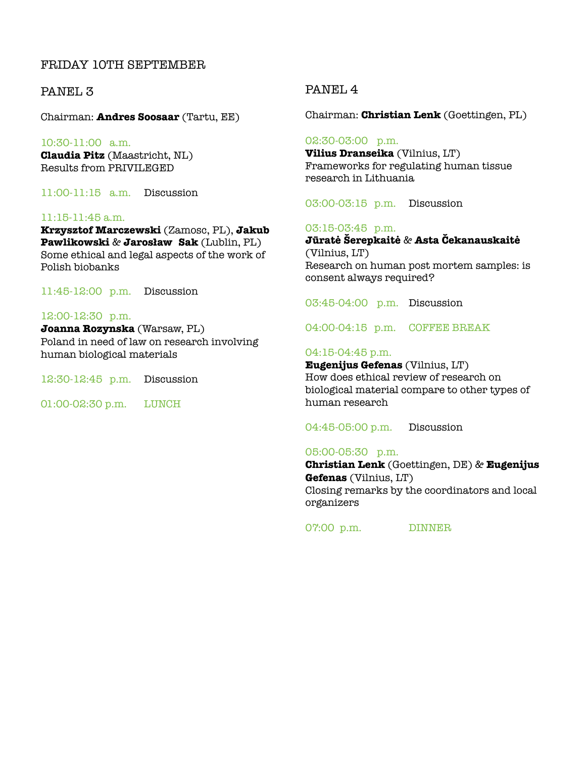## FRIDAY 10TH SEPTEMBER

### PANEL 3

Chairman: **Andres Soosaar** (Tartu, EE)

10:30-11:00 a.m.
**Claudia Pitz** (Maastricht, NL)
Results from PRIVILEGED

11:00-11:15 a.m. Discussion

11:15-11:45 a.m.
**Krzysztof Marczewski** (Zamosc, PL), **Jakub Pawlikowski** & **Jarosław Sak** (Lublin, PL)
Some ethical and legal aspects of the work of Polish biobanks

11:45-12:00 p.m. Discussion

12:00-12:30 p.m.
**Joanna Rozynska** (Warsaw, PL)
Poland in need of law on research involving human biological materials

12:30-12:45 p.m. Discussion

01:00-02:30 p.m. LUNCH

### PANEL 4

Chairman: **Christian Lenk** (Goettingen, PL)

02:30-03:00 p.m.
**Vilius Dranseika** (Vilnius, LT)
Frameworks for regulating human tissue research in Lithuania

03:00-03:15 p.m. Discussion

03:15-03:45 p.m.
**Jūratė Šerepkaitė** & **Asta Čekanauskaitė** (Vilnius, LT)
Research on human post mortem samples: is consent always required?

03:45-04:00 p.m. Discussion

04:00-04:15 p.m. COFFEE BREAK

04:15-04:45 p.m.
**Eugenijus Gefenas** (Vilnius, LT)
How does ethical review of research on biological material compare to other types of human research

04:45-05:00 p.m. Discussion

05:00-05:30 p.m.
**Christian Lenk** (Goettingen, DE) & **Eugenijus Gefenas** (Vilnius, LT)
Closing remarks by the coordinators and local organizers

07:00 p.m. DINNER